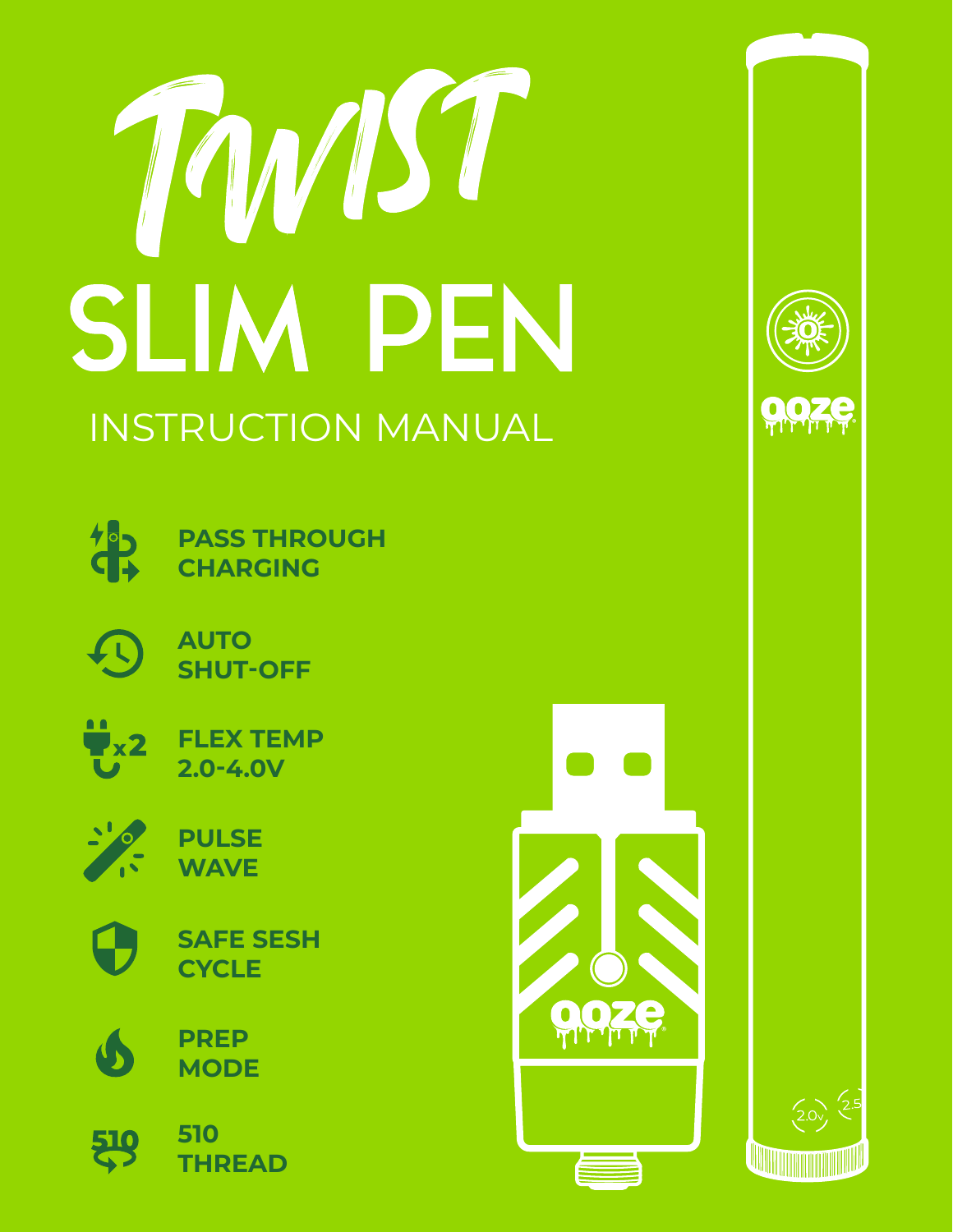# TWIST

# SLIM PEN

## INSTRUCTION MANUAL

**PASS THROUGH CHARGING**

**AUTO SHUT-OFF**

**FLEX TEMP 2.0-4.0V**

**PULSE WAVE**

**SAFE SESH CYCLE**

**PREP MODE**

**510 THREAD**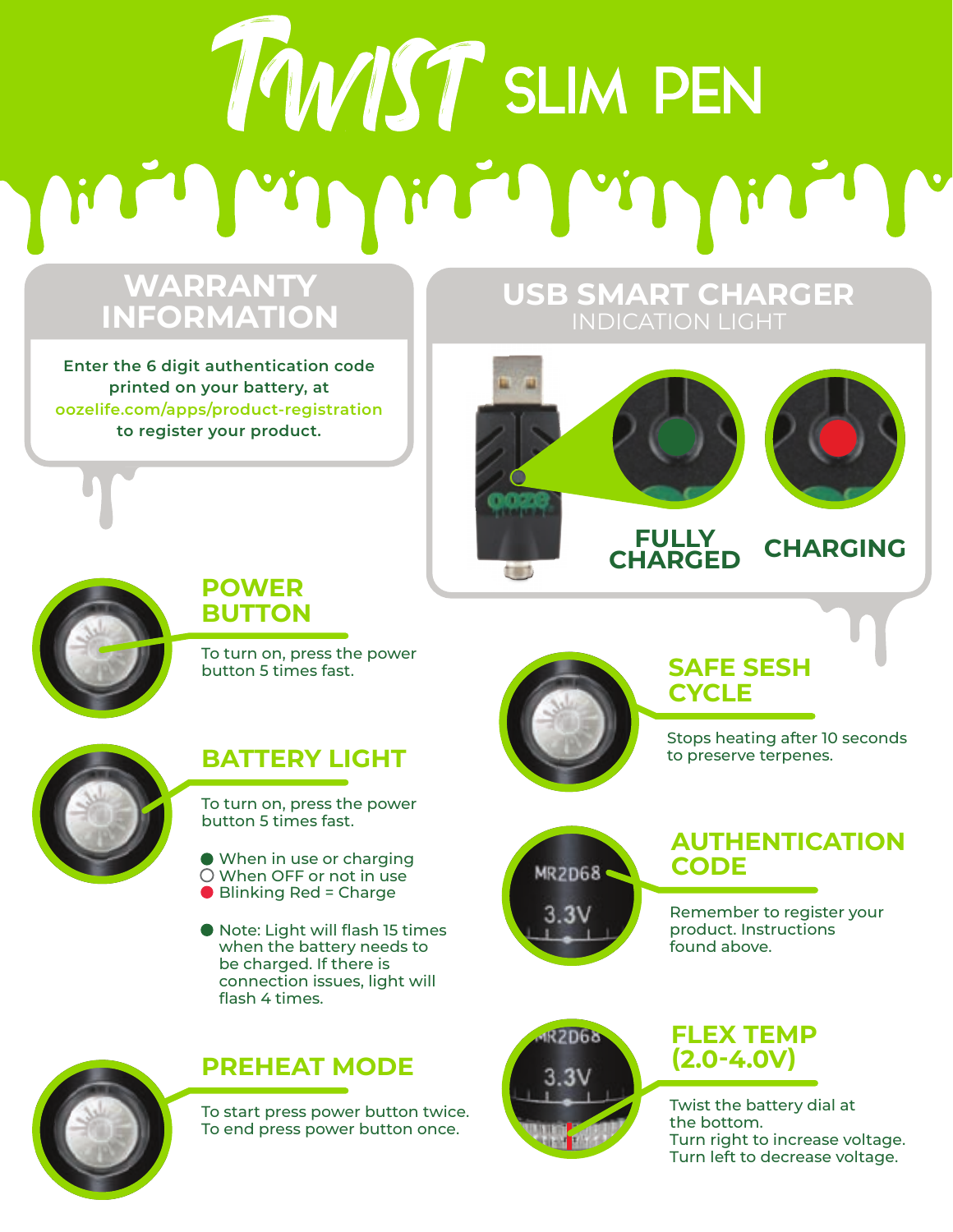# TWIST SLIM PEN

## WARRANTY INFORMATION

Enter the 6 digit authentication code printed on your battery, at oozelife.com/apps/product-registration to register your product.

## USB SMART CHARGER

INDICATION LIGHT

FULLY CHARGED

CHARGING

## POWER BUTTON

To turn on, press the power button 5 times fast.

## BATTERY LIGHT

To turn on, press the power button 5 times fast.

- When in use or charging
- When OFF or not in use
- Blinking Red = Charge

- Note: Light will flash 15 times when the battery needs to be charged. If there is connection issues, light will flash 4 times.

## PREHEAT MODE

To start press power button twice.
To end press power button once.

## SAFE SESH CYCLE

Stops heating after 10 seconds to preserve terpenes.

## AUTHENTICATION CODE

Remember to register your product. Instructions found above.

## FLEX TEMP (2.0-4.0V)

Twist the battery dial at the bottom.
Turn right to increase voltage.
Turn left to decrease voltage.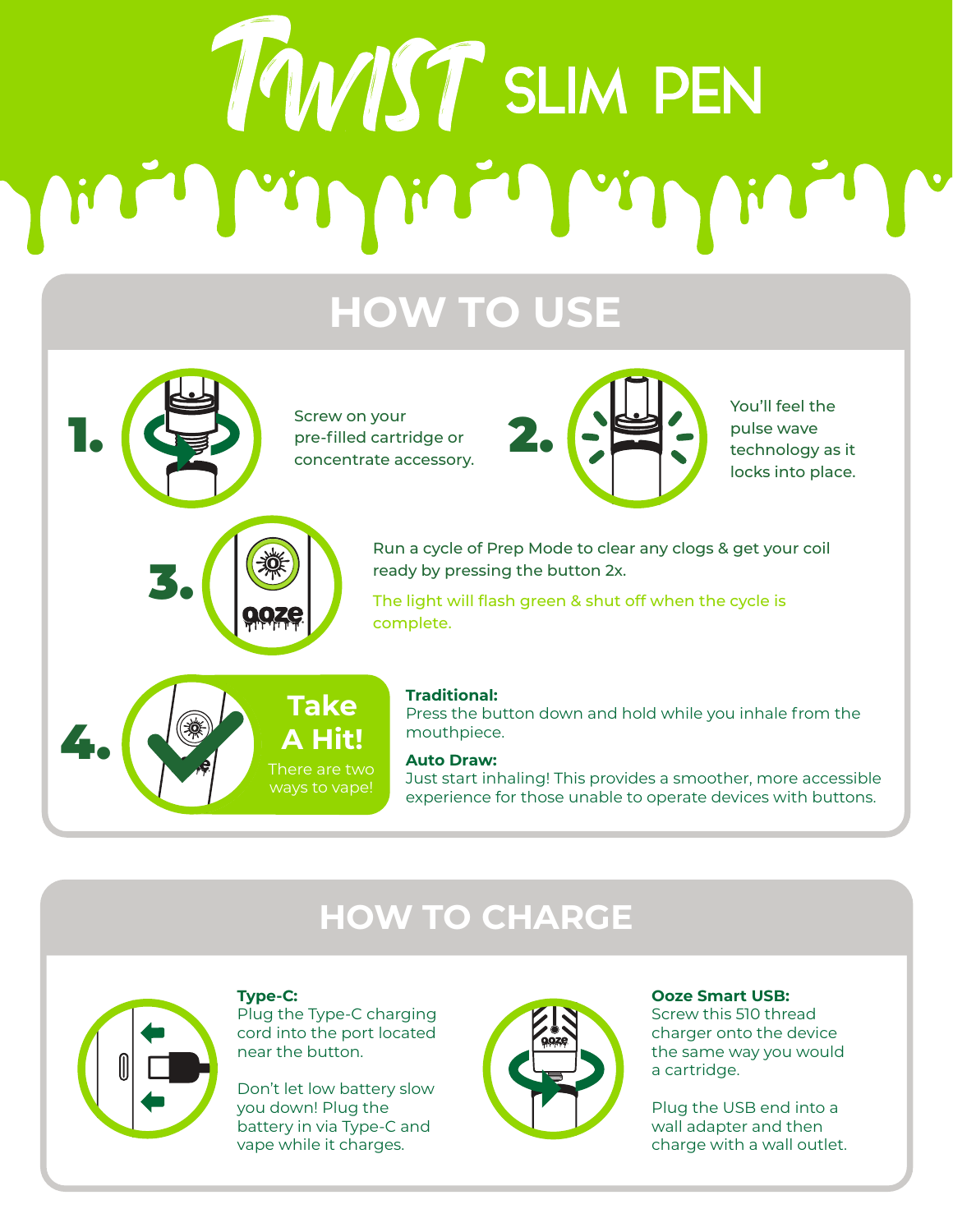# TWIST SLIM PEN

## HOW TO USE

**1.** Screw on your pre-filled cartridge or concentrate accessory.

**2.** You'll feel the pulse wave technology as it locks into place.

**3.** Run a cycle of Prep Mode to clear any clogs & get your coil ready by pressing the button 2x.

The light will flash green & shut off when the cycle is complete.

**4.** **Take A Hit!**

There are two ways to vape!

**Traditional:**
Press the button down and hold while you inhale from the mouthpiece.

**Auto Draw:**
Just start inhaling! This provides a smoother, more accessible experience for those unable to operate devices with buttons.

## HOW TO CHARGE

**Type-C:**
Plug the Type-C charging cord into the port located near the button.

Don't let low battery slow you down! Plug the battery in via Type-C and vape while it charges.

**Ooze Smart USB:**
Screw this 510 thread charger onto the device the same way you would a cartridge.

Plug the USB end into a wall adapter and then charge with a wall outlet.